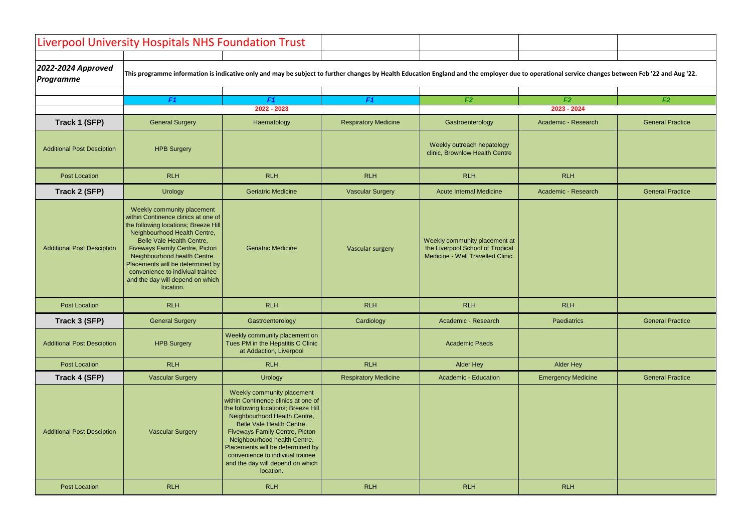# Liverpool University Hospitals NHS Foundation Trust

***2022-2024 Approved Programme***

**This programme information is indicative only and may be subject to further changes by Health Education England and the employer due to operational service changes between Feb '22 and Aug '22.**

| | *F1* | *F1* | *F1* | *F2* | *F2* | *F2* |
|---|---|---|---|---|---|---|
| | 2022 - 2023 | | | 2023 - 2024 | | |
| **Track 1 (SFP)** | General Surgery | Haematology | Respiratory Medicine | Gastroenterology | Academic - Research | General Practice |
| Additional Post Desciption | HPB Surgery | | | Weekly outreach hepatology clinic, Brownlow Health Centre | | |
| Post Location | RLH | RLH | RLH | RLH | RLH | |
| **Track 2 (SFP)** | Urology | Geriatric Medicine | Vascular Surgery | Acute Internal Medicine | Academic - Research | General Practice |
| Additional Post Desciption | Weekly community placement within Continence clinics at one of the following locations; Breeze Hill Neighbourhood Health Centre, Belle Vale Health Centre, Fiveways Family Centre, Picton Neighbourhood health Centre. Placements will be determined by convenience to indiviual trainee and the day will depend on which location. | Geriatric Medicine | Vascular surgery | Weekly community placement at the Liverpool School of Tropical Medicine - Well Travelled Clinic. | | |
| Post Location | RLH | RLH | RLH | RLH | RLH | |
| **Track 3 (SFP)** | General Surgery | Gastroenterology | Cardiology | Academic - Research | Paediatrics | General Practice |
| Additional Post Desciption | HPB Surgery | Weekly community placement on Tues PM in the Hepatitis C Clinic at Addaction, Liverpool | | Academic Paeds | | |
| Post Location | RLH | RLH | RLH | Alder Hey | Alder Hey | |
| **Track 4 (SFP)** | Vascular Surgery | Urology | Respiratory Medicine | Academic - Education | Emergency Medicine | General Practice |
| Additional Post Desciption | Vascular Surgery | Weekly community placement within Continence clinics at one of the following locations; Breeze Hill Neighbourhood Health Centre, Belle Vale Health Centre, Fiveways Family Centre, Picton Neighbourhood health Centre. Placements will be determined by convenience to indiviual trainee and the day will depend on which location. | | | | |
| Post Location | RLH | RLH | RLH | RLH | RLH | |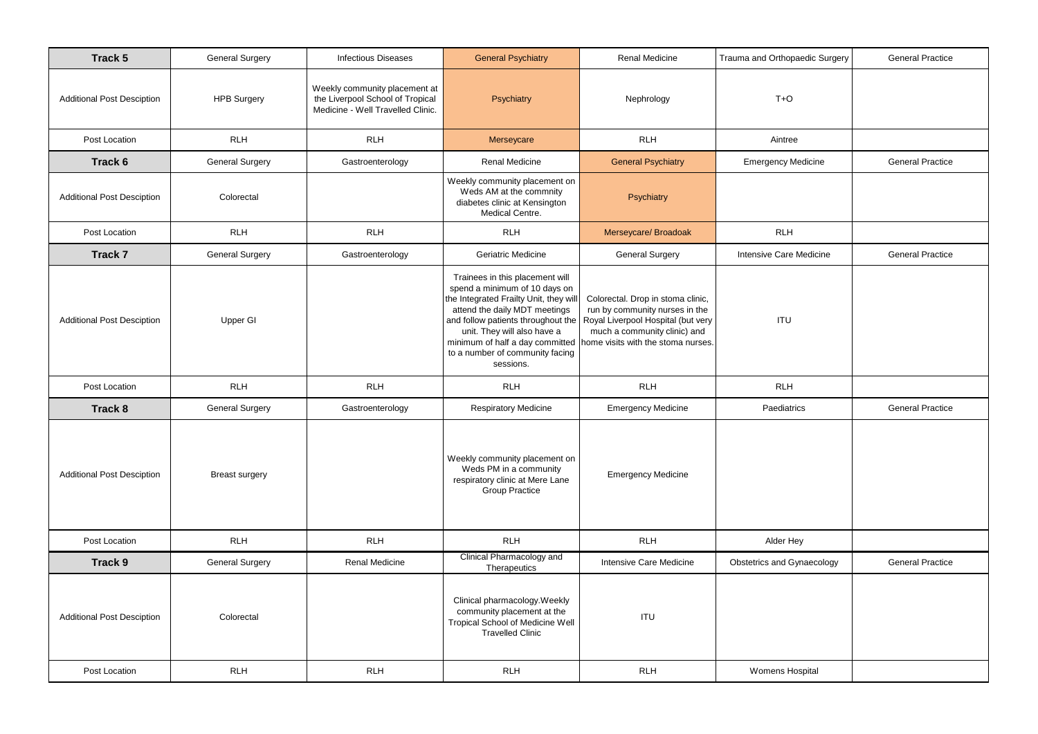| Track 5 | General Surgery | Infectious Diseases | General Psychiatry | Renal Medicine | Trauma and Orthopaedic Surgery | General Practice |
|---|---|---|---|---|---|---|
| Additional Post Desciption | HPB Surgery | Weekly community placement at the Liverpool School of Tropical Medicine - Well Travelled Clinic. | Psychiatry | Nephrology | T+O | |
| Post Location | RLH | RLH | Merseycare | RLH | Aintree | |
| **Track 6** | General Surgery | Gastroenterology | Renal Medicine | General Psychiatry | Emergency Medicine | General Practice |
| Additional Post Desciption | Colorectal | | Weekly community placement on Weds AM at the commnity diabetes clinic at Kensington Medical Centre. | Psychiatry | | |
| Post Location | RLH | RLH | RLH | Merseycare/ Broadoak | RLH | |
| **Track 7** | General Surgery | Gastroenterology | Geriatric Medicine | General Surgery | Intensive Care Medicine | General Practice |
| Additional Post Desciption | Upper GI | | Trainees in this placement will spend a minimum of 10 days on the Integrated Frailty Unit, they will attend the daily MDT meetings and follow patients throughout the unit. They will also have a minimum of half a day committed to a number of community facing sessions. | Colorectal. Drop in stoma clinic, run by community nurses in the Royal Liverpool Hospital (but very much a community clinic) and home visits with the stoma nurses. | ITU | |
| Post Location | RLH | RLH | RLH | RLH | RLH | |
| **Track 8** | General Surgery | Gastroenterology | Respiratory Medicine | Emergency Medicine | Paediatrics | General Practice |
| Additional Post Desciption | Breast surgery | | Weekly community placement on Weds PM in a community respiratory clinic at Mere Lane Group Practice | Emergency Medicine | | |
| Post Location | RLH | RLH | RLH | RLH | Alder Hey | |
| **Track 9** | General Surgery | Renal Medicine | Clinical Pharmacology and Therapeutics | Intensive Care Medicine | Obstetrics and Gynaecology | General Practice |
| Additional Post Desciption | Colorectal | | Clinical pharmacology.Weekly community placement at the Tropical School of Medicine Well Travelled Clinic | ITU | | |
| Post Location | RLH | RLH | RLH | RLH | Womens Hospital | |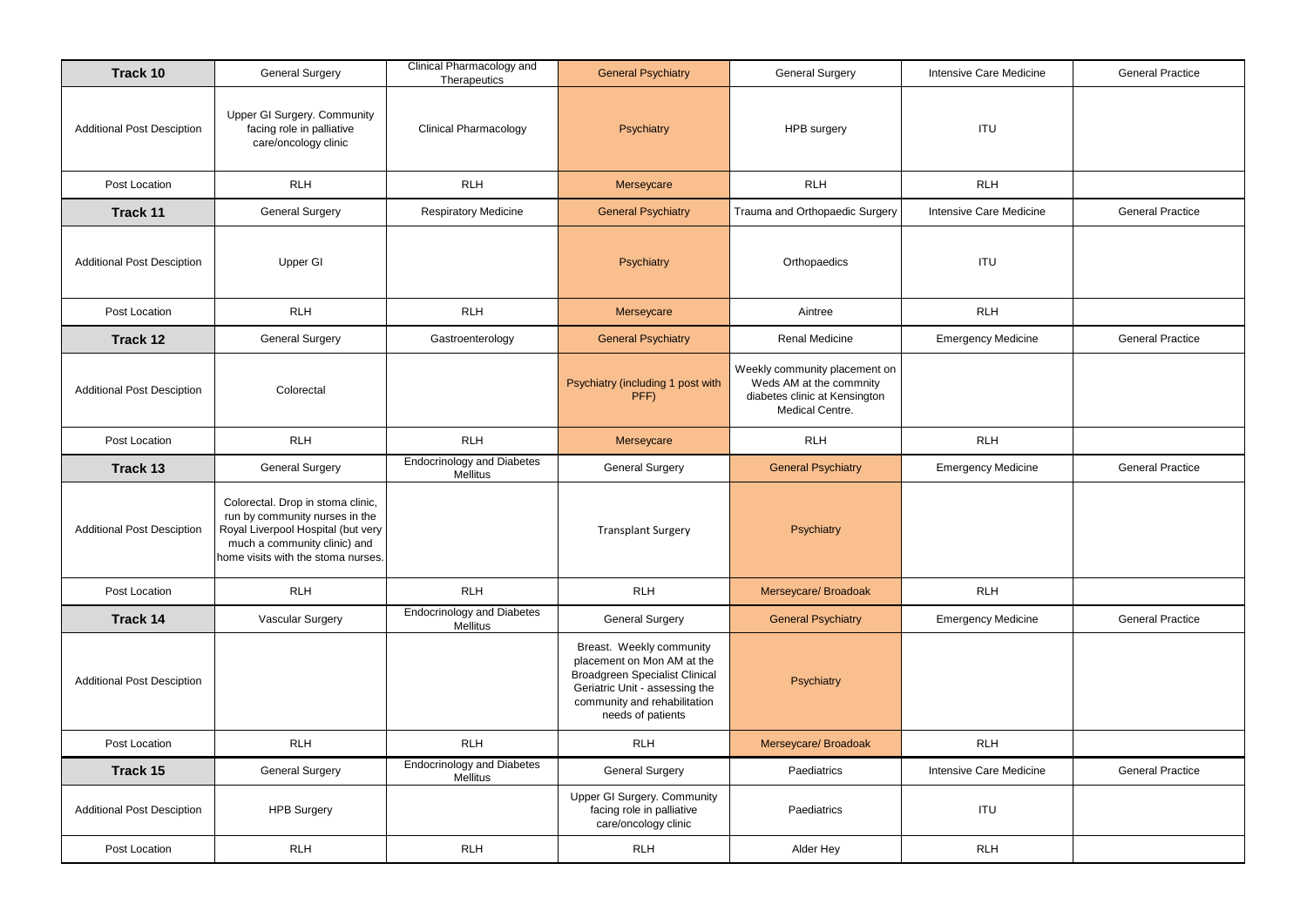| Track 10 | General Surgery | Clinical Pharmacology and Therapeutics | General Psychiatry | General Surgery | Intensive Care Medicine | General Practice |
|---|---|---|---|---|---|---|
| Additional Post Desciption | Upper GI Surgery. Community facing role in palliative care/oncology clinic | Clinical Pharmacology | Psychiatry | HPB surgery | ITU | |
| Post Location | RLH | RLH | Merseycare | RLH | RLH | |
| **Track 11** | General Surgery | Respiratory Medicine | General Psychiatry | Trauma and Orthopaedic Surgery | Intensive Care Medicine | General Practice |
| Additional Post Desciption | Upper GI | | Psychiatry | Orthopaedics | ITU | |
| Post Location | RLH | RLH | Merseycare | Aintree | RLH | |
| **Track 12** | General Surgery | Gastroenterology | General Psychiatry | Renal Medicine | Emergency Medicine | General Practice |
| Additional Post Desciption | Colorectal | | Psychiatry (including 1 post with PFF) | Weekly community placement on Weds AM at the commnity diabetes clinic at Kensington Medical Centre. | | |
| Post Location | RLH | RLH | Merseycare | RLH | RLH | |
| **Track 13** | General Surgery | Endocrinology and Diabetes Mellitus | General Surgery | General Psychiatry | Emergency Medicine | General Practice |
| Additional Post Desciption | Colorectal. Drop in stoma clinic, run by community nurses in the Royal Liverpool Hospital (but very much a community clinic) and home visits with the stoma nurses. | | Transplant Surgery | Psychiatry | | |
| Post Location | RLH | RLH | RLH | Merseycare/ Broadoak | RLH | |
| **Track 14** | Vascular Surgery | Endocrinology and Diabetes Mellitus | General Surgery | General Psychiatry | Emergency Medicine | General Practice |
| Additional Post Desciption | | | Breast. Weekly community placement on Mon AM at the Broadgreen Specialist Clinical Geriatric Unit - assessing the community and rehabilitation needs of patients | Psychiatry | | |
| Post Location | RLH | RLH | RLH | Merseycare/ Broadoak | RLH | |
| **Track 15** | General Surgery | Endocrinology and Diabetes Mellitus | General Surgery | Paediatrics | Intensive Care Medicine | General Practice |
| Additional Post Desciption | HPB Surgery | | Upper GI Surgery. Community facing role in palliative care/oncology clinic | Paediatrics | ITU | |
| Post Location | RLH | RLH | RLH | Alder Hey | RLH | |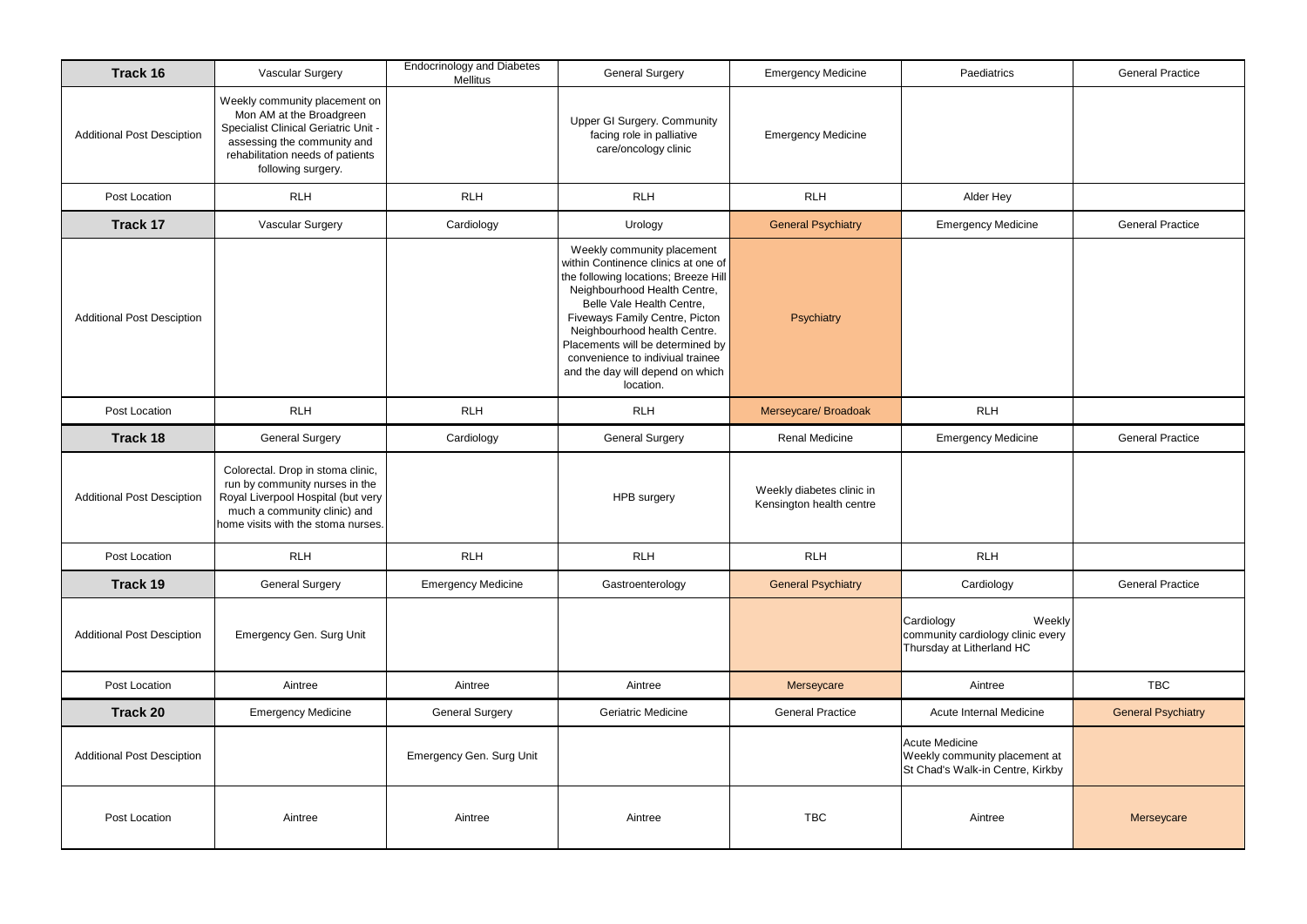| Track 16 | Vascular Surgery | Endocrinology and Diabetes Mellitus | General Surgery | Emergency Medicine | Paediatrics | General Practice |
|---|---|---|---|---|---|---|
| Additional Post Desciption | Weekly community placement on Mon AM at the Broadgreen Specialist Clinical Geriatric Unit - assessing the community and rehabilitation needs of patients following surgery. | | Upper GI Surgery. Community facing role in palliative care/oncology clinic | Emergency Medicine | | |
| Post Location | RLH | RLH | RLH | RLH | Alder Hey | |
| **Track 17** | Vascular Surgery | Cardiology | Urology | General Psychiatry | Emergency Medicine | General Practice |
| Additional Post Desciption | | | Weekly community placement within Continence clinics at one of the following locations; Breeze Hill Neighbourhood Health Centre, Belle Vale Health Centre, Fiveways Family Centre, Picton Neighbourhood health Centre. Placements will be determined by convenience to indiviual trainee and the day will depend on which location. | Psychiatry | | |
| Post Location | RLH | RLH | RLH | Merseycare/ Broadoak | RLH | |
| **Track 18** | General Surgery | Cardiology | General Surgery | Renal Medicine | Emergency Medicine | General Practice |
| Additional Post Desciption | Colorectal. Drop in stoma clinic, run by community nurses in the Royal Liverpool Hospital (but very much a community clinic) and home visits with the stoma nurses. | | HPB surgery | Weekly diabetes clinic in Kensington health centre | | |
| Post Location | RLH | RLH | RLH | RLH | RLH | |
| **Track 19** | General Surgery | Emergency Medicine | Gastroenterology | General Psychiatry | Cardiology | General Practice |
| Additional Post Desciption | Emergency Gen. Surg Unit | | | | Cardiology Weekly community cardiology clinic every Thursday at Litherland HC | |
| Post Location | Aintree | Aintree | Aintree | Merseycare | Aintree | TBC |
| **Track 20** | Emergency Medicine | General Surgery | Geriatric Medicine | General Practice | Acute Internal Medicine | General Psychiatry |
| Additional Post Desciption | | Emergency Gen. Surg Unit | | | Acute Medicine Weekly community placement at St Chad's Walk-in Centre, Kirkby | |
| Post Location | Aintree | Aintree | Aintree | TBC | Aintree | Merseycare |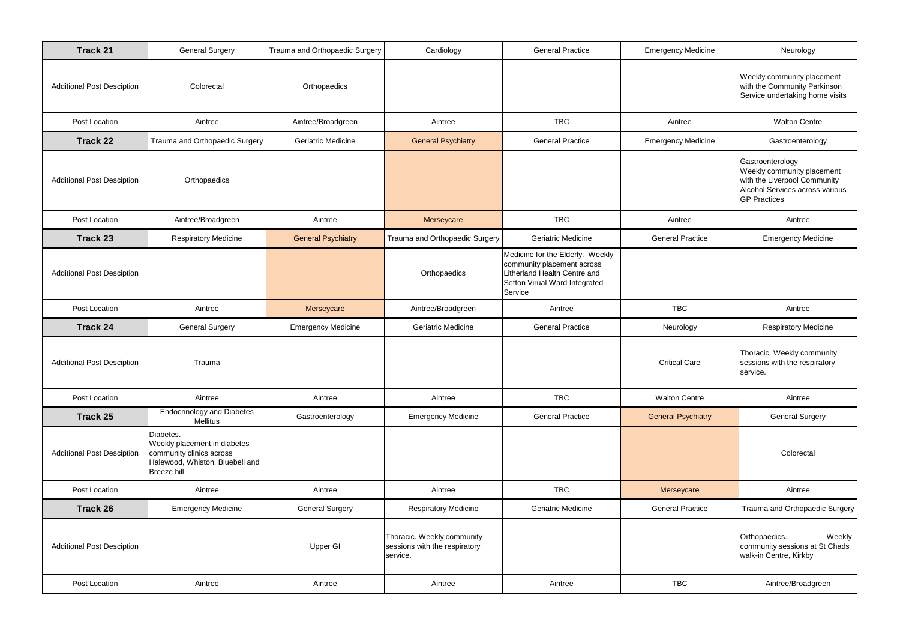| Track 21 | General Surgery | Trauma and Orthopaedic Surgery | Cardiology | General Practice | Emergency Medicine | Neurology |
|---|---|---|---|---|---|---|
| Additional Post Desciption | Colorectal | Orthopaedics | | | | Weekly community placement with the Community Parkinson Service undertaking home visits |
| Post Location | Aintree | Aintree/Broadgreen | Aintree | TBC | Aintree | Walton Centre |
| **Track 22** | Trauma and Orthopaedic Surgery | Geriatric Medicine | General Psychiatry | General Practice | Emergency Medicine | Gastroenterology |
| Additional Post Desciption | Orthopaedics | | | | | Gastroenterology Weekly community placement with the Liverpool Community Alcohol Services across various GP Practices |
| Post Location | Aintree/Broadgreen | Aintree | Merseycare | TBC | Aintree | Aintree |
| **Track 23** | Respiratory Medicine | General Psychiatry | Trauma and Orthopaedic Surgery | Geriatric Medicine | General Practice | Emergency Medicine |
| Additional Post Desciption | | | Orthopaedics | Medicine for the Elderly. Weekly community placement across Litherland Health Centre and Sefton Virual Ward Integrated Service | | |
| Post Location | Aintree | Merseycare | Aintree/Broadgreen | Aintree | TBC | Aintree |
| **Track 24** | General Surgery | Emergency Medicine | Geriatric Medicine | General Practice | Neurology | Respiratory Medicine |
| Additional Post Desciption | Trauma | | | | Critical Care | Thoracic. Weekly community sessions with the respiratory service. |
| Post Location | Aintree | Aintree | Aintree | TBC | Walton Centre | Aintree |
| **Track 25** | Endocrinology and Diabetes Mellitus | Gastroenterology | Emergency Medicine | General Practice | General Psychiatry | General Surgery |
| Additional Post Desciption | Diabetes. Weekly placement in diabetes community clinics across Halewood, Whiston, Bluebell and Breeze hill | | | | | Colorectal |
| Post Location | Aintree | Aintree | Aintree | TBC | Merseycare | Aintree |
| **Track 26** | Emergency Medicine | General Surgery | Respiratory Medicine | Geriatric Medicine | General Practice | Trauma and Orthopaedic Surgery |
| Additional Post Desciption | | Upper GI | Thoracic. Weekly community sessions with the respiratory service. | | | Orthopaedics. Weekly community sessions at St Chads walk-in Centre, Kirkby |
| Post Location | Aintree | Aintree | Aintree | Aintree | TBC | Aintree/Broadgreen |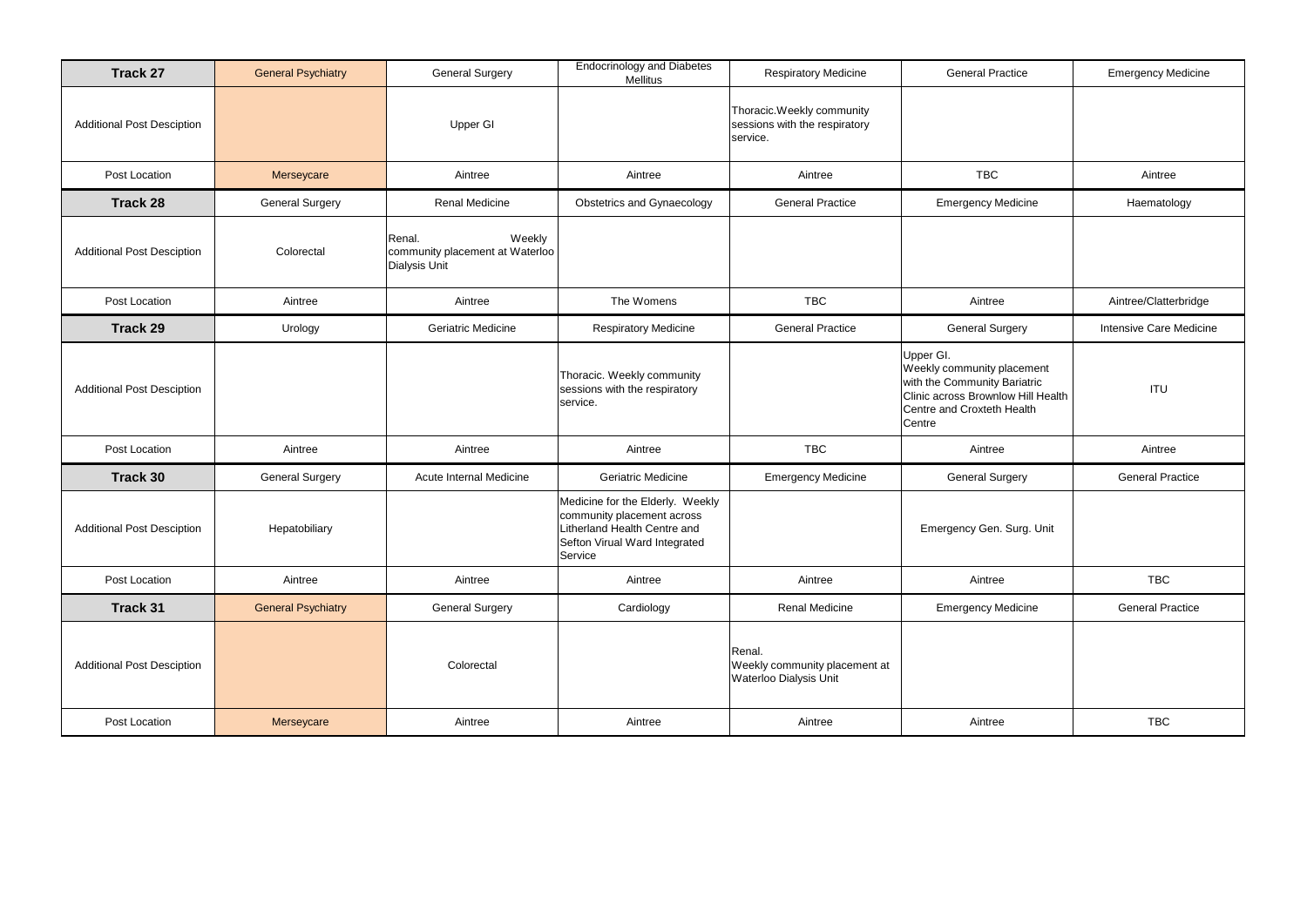| Track 27 | General Psychiatry | General Surgery | Endocrinology and Diabetes Mellitus | Respiratory Medicine | General Practice | Emergency Medicine |
|---|---|---|---|---|---|---|
| Additional Post Desciption | | Upper GI | | Thoracic.Weekly community sessions with the respiratory service. | | |
| Post Location | Merseycare | Aintree | Aintree | Aintree | TBC | Aintree |
| **Track 28** | General Surgery | Renal Medicine | Obstetrics and Gynaecology | General Practice | Emergency Medicine | Haematology |
| Additional Post Desciption | Colorectal | Renal. Weekly community placement at Waterloo Dialysis Unit | | | | |
| Post Location | Aintree | Aintree | The Womens | TBC | Aintree | Aintree/Clatterbridge |
| **Track 29** | Urology | Geriatric Medicine | Respiratory Medicine | General Practice | General Surgery | Intensive Care Medicine |
| Additional Post Desciption | | | Thoracic. Weekly community sessions with the respiratory service. | | Upper GI. Weekly community placement with the Community Bariatric Clinic across Brownlow Hill Health Centre and Croxteth Health Centre | ITU |
| Post Location | Aintree | Aintree | Aintree | TBC | Aintree | Aintree |
| **Track 30** | General Surgery | Acute Internal Medicine | Geriatric Medicine | Emergency Medicine | General Surgery | General Practice |
| Additional Post Desciption | Hepatobiliary | | Medicine for the Elderly. Weekly community placement across Litherland Health Centre and Sefton Virual Ward Integrated Service | | Emergency Gen. Surg. Unit | |
| Post Location | Aintree | Aintree | Aintree | Aintree | Aintree | TBC |
| **Track 31** | General Psychiatry | General Surgery | Cardiology | Renal Medicine | Emergency Medicine | General Practice |
| Additional Post Desciption | | Colorectal | | Renal. Weekly community placement at Waterloo Dialysis Unit | | |
| Post Location | Merseycare | Aintree | Aintree | Aintree | Aintree | TBC |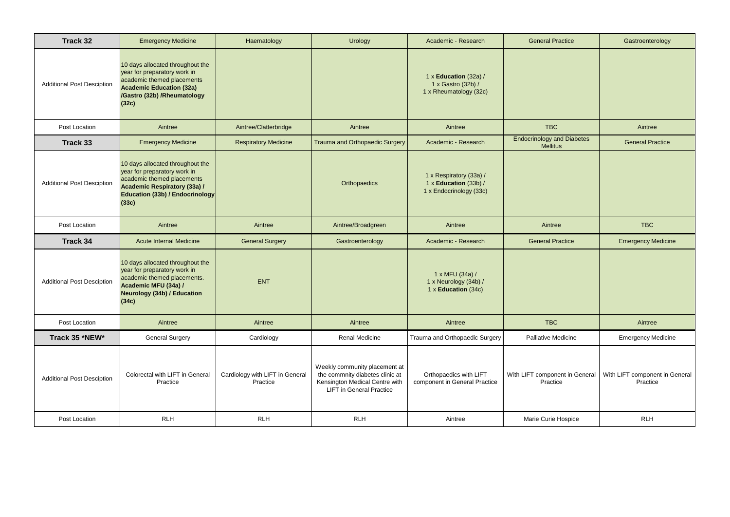| | | | | | | |
|---|---|---|---|---|---|---|
| **Track 32** | Emergency Medicine | Haematology | Urology | Academic - Research | General Practice | Gastroenterology |
| Additional Post Desciption | 10 days allocated throughout the year for preparatory work in academic themed placements **Academic Education (32a) /Gastro (32b) /Rheumatology (32c)** | | | 1 x **Education** (32a) / 1 x Gastro (32b) / 1 x Rheumatology (32c) | | |
| Post Location | Aintree | Aintree/Clatterbridge | Aintree | Aintree | TBC | Aintree |
| **Track 33** | Emergency Medicine | Respiratory Medicine | Trauma and Orthopaedic Surgery | Academic - Research | Endocrinology and Diabetes Mellitus | General Practice |
| Additional Post Desciption | 10 days allocated throughout the year for preparatory work in academic themed placements **Academic Respiratory (33a) / Education (33b) / Endocrinology (33c)** | | Orthopaedics | 1 x Respiratory (33a) / 1 x **Education** (33b) / 1 x Endocrinology (33c) | | |
| Post Location | Aintree | Aintree | Aintree/Broadgreen | Aintree | Aintree | TBC |
| **Track 34** | Acute Internal Medicine | General Surgery | Gastroenterology | Academic - Research | General Practice | Emergency Medicine |
| Additional Post Desciption | 10 days allocated throughout the year for preparatory work in academic themed placements. **Academic MFU (34a) / Neurology (34b) / Education (34c)** | ENT | | 1 x MFU (34a) / 1 x Neurology (34b) / 1 x **Education** (34c) | | |
| Post Location | Aintree | Aintree | Aintree | Aintree | TBC | Aintree |
| **Track 35 *NEW*** | General Surgery | Cardiology | Renal Medicine | Trauma and Orthopaedic Surgery | Palliative Medicine | Emergency Medicine |
| Additional Post Desciption | Colorectal with LIFT in General Practice | Cardiology with LIFT in General Practice | Weekly community placement at the commnity diabetes clinic at Kensington Medical Centre with LIFT in General Practice | Orthopaedics with LIFT component in General Practice | With LIFT component in General Practice | With LIFT component in General Practice |
| Post Location | RLH | RLH | RLH | Aintree | Marie Curie Hospice | RLH |